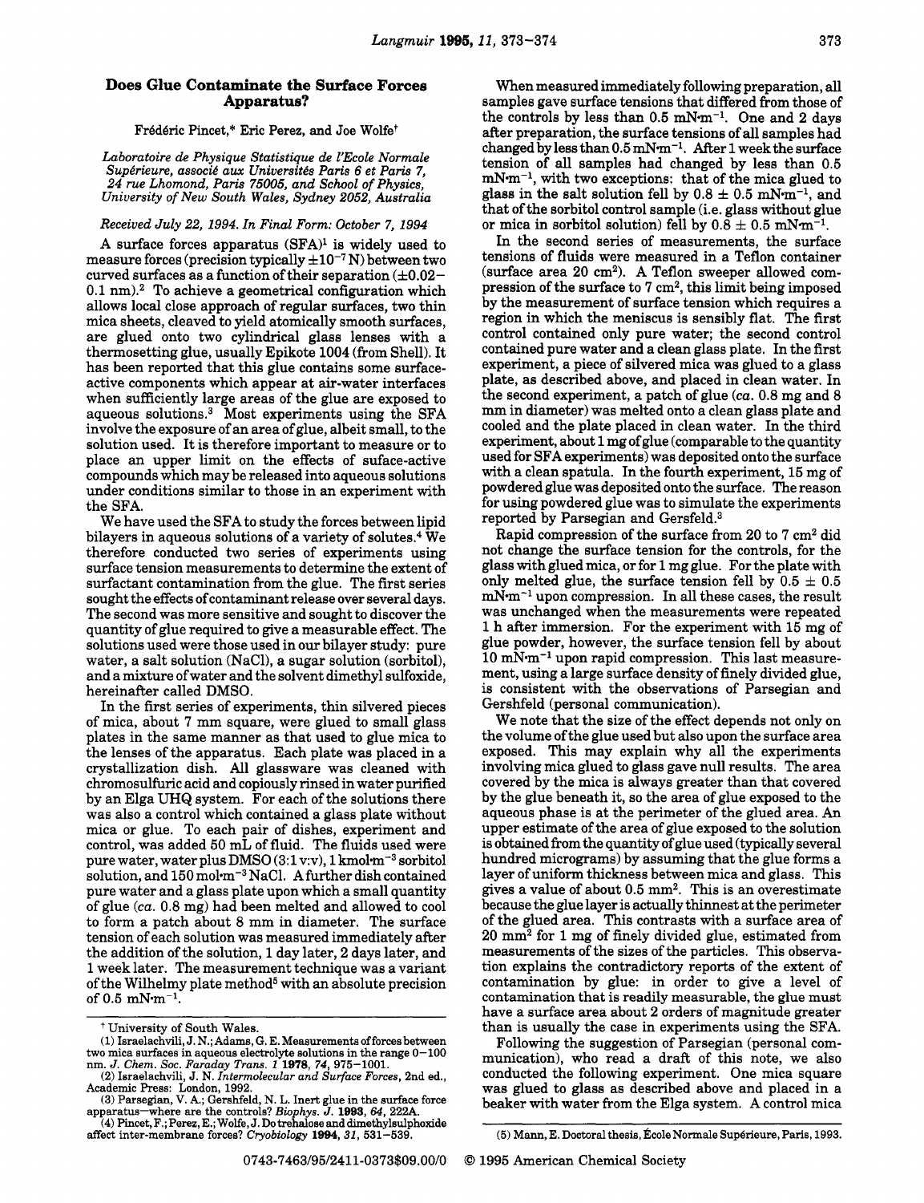# Does Glue Contaminate the Surface Forces Apparatus?

Frédéric Pincet,* Eric Perez, and Joe Wolfe[†]

*Laboratoire de Physique Statistique de l'Ecole Normale Supérieure, associé aux Universités Paris 6 et Paris 7, 24 rue Lhomond, Paris 75005, and School of Physics, University of New South Wales, Sydney 2052, Australia*

*Received July 22, 1994. In Final Form: October 7, 1994*

A surface forces apparatus (SFA)[1] is widely used to measure forces (precision typically $\pm 10^{-7}$ N) between two curved surfaces as a function of their separation ($\pm 0.02$–$0.1$ nm).[2] To achieve a geometrical configuration which allows local close approach of regular surfaces, two thin mica sheets, cleaved to yield atomically smooth surfaces, are glued onto two cylindrical glass lenses with a thermosetting glue, usually Epikote 1004 (from Shell). It has been reported that this glue contains some surface-active components which appear at air-water interfaces when sufficiently large areas of the glue are exposed to aqueous solutions.[3] Most experiments using the SFA involve the exposure of an area of glue, albeit small, to the solution used. It is therefore important to measure or to place an upper limit on the effects of suface-active compounds which may be released into aqueous solutions under conditions similar to those in an experiment with the SFA.

We have used the SFA to study the forces between lipid bilayers in aqueous solutions of a variety of solutes.[4] We therefore conducted two series of experiments using surface tension measurements to determine the extent of surfactant contamination from the glue. The first series sought the effects of contaminant release over several days. The second was more sensitive and sought to discover the quantity of glue required to give a measurable effect. The solutions used were those used in our bilayer study: pure water, a salt solution (NaCl), a sugar solution (sorbitol), and a mixture of water and the solvent dimethyl sulfoxide, hereinafter called DMSO.

In the first series of experiments, thin silvered pieces of mica, about 7 mm square, were glued to small glass plates in the same manner as that used to glue mica to the lenses of the apparatus. Each plate was placed in a crystallization dish. All glassware was cleaned with chromosulfuric acid and copiously rinsed in water purified by an Elga UHQ system. For each of the solutions there was also a control which contained a glass plate without mica or glue. To each pair of dishes, experiment and control, was added 50 mL of fluid. The fluids used were pure water, water plus DMSO (3:1 v:v), 1 $\text{kmol·m}^{-3}$ sorbitol solution, and 150 $\text{mol·m}^{-3}$ NaCl. A further dish contained pure water and a glass plate upon which a small quantity of glue (*ca.* 0.8 mg) had been melted and allowed to cool to form a patch about 8 mm in diameter. The surface tension of each solution was measured immediately after the addition of the solution, 1 day later, 2 days later, and 1 week later. The measurement technique was a variant of the Wilhelmy plate method[5] with an absolute precision of 0.5 $\text{mN·m}^{-1}$.

When measured immediately following preparation, all samples gave surface tensions that differed from those of the controls by less than 0.5 $\text{mN·m}^{-1}$. One and 2 days after preparation, the surface tensions of all samples had changed by less than 0.5 $\text{mN·m}^{-1}$. After 1 week the surface tension of all samples had changed by less than 0.5 $\text{mN·m}^{-1}$, with two exceptions: that of the mica glued to glass in the salt solution fell by $0.8 \pm 0.5$ $\text{mN·m}^{-1}$, and that of the sorbitol control sample (i.e. glass without glue or mica in sorbitol solution) fell by $0.8 \pm 0.5$ $\text{mN·m}^{-1}$.

In the second series of measurements, the surface tensions of fluids were measured in a Teflon container (surface area 20 $\text{cm}^2$). A Teflon sweeper allowed compression of the surface to 7 $\text{cm}^2$, this limit being imposed by the measurement of surface tension which requires a region in which the meniscus is sensibly flat. The first control contained only pure water; the second control contained pure water and a clean glass plate. In the first experiment, a piece of silvered mica was glued to a glass plate, as described above, and placed in clean water. In the second experiment, a patch of glue (*ca.* 0.8 mg and 8 mm in diameter) was melted onto a clean glass plate and cooled and the plate placed in clean water. In the third experiment, about 1 mg of glue (comparable to the quantity used for SFA experiments) was deposited onto the surface with a clean spatula. In the fourth experiment, 15 mg of powdered glue was deposited onto the surface. The reason for using powdered glue was to simulate the experiments reported by Parsegian and Gersfeld.[3]

Rapid compression of the surface from 20 to 7 $\text{cm}^2$ did not change the surface tension for the controls, for the glass with glued mica, or for 1 mg glue. For the plate with only melted glue, the surface tension fell by $0.5 \pm 0.5$ $\text{mN·m}^{-1}$ upon compression. In all these cases, the result was unchanged when the measurements were repeated 1 h after immersion. For the experiment with 15 mg of glue powder, however, the surface tension fell by about 10 $\text{mN·m}^{-1}$ upon rapid compression. This last measurement, using a large surface density of finely divided glue, is consistent with the observations of Parsegian and Gershfeld (personal communication).

We note that the size of the effect depends not only on the volume of the glue used but also upon the surface area exposed. This may explain why all the experiments involving mica glued to glass gave null results. The area covered by the mica is always greater than that covered by the glue beneath it, so the area of glue exposed to the aqueous phase is at the perimeter of the glued area. An upper estimate of the area of glue exposed to the solution is obtained from the quantity of glue used (typically several hundred micrograms) by assuming that the glue forms a layer of uniform thickness between mica and glass. This gives a value of about 0.5 $\text{mm}^2$. This is an overestimate because the glue layer is actually thinnest at the perimeter of the glued area. This contrasts with a surface area of 20 $\text{mm}^2$ for 1 mg of finely divided glue, estimated from measurements of the sizes of the particles. This observation explains the contradictory reports of the extent of contamination by glue: in order to give a level of contamination that is readily measurable, the glue must have a surface area about 2 orders of magnitude greater than is usually the case in experiments using the SFA.

Following the suggestion of Parsegian (personal communication), who read a draft of this note, we also conducted the following experiment. One mica square was glued to glass as described above and placed in a beaker with water from the Elga system. A control mica

---

[†] University of South Wales.

(1) Israelachvili, J. N.; Adams, G. E. Measurements of forces between two mica surfaces in aqueous electrolyte solutions in the range 0–100 nm. *J. Chem. Soc. Faraday Trans. 1* **1978**, *74*, 975–1001.

(2) Israelachvili, J. N. *Intermolecular and Surface Forces*, 2nd ed., Academic Press: London, 1992.

(3) Parsegian, V. A.; Gershfeld, N. L. Inert glue in the surface force apparatus—where are the controls? *Biophys. J.* **1993**, *64*, 222A.

(4) Pincet, F.; Perez, E.; Wolfe, J. Do trehalose and dimethylsulphoxide affect inter-membrane forces? *Cryobiology* **1994**, *31*, 531–539.

(5) Mann, E. Doctoral thesis, École Normale Supérieure, Paris, 1993.

0743-7463/95/2411-0373$09.00/0 © 1995 American Chemical Society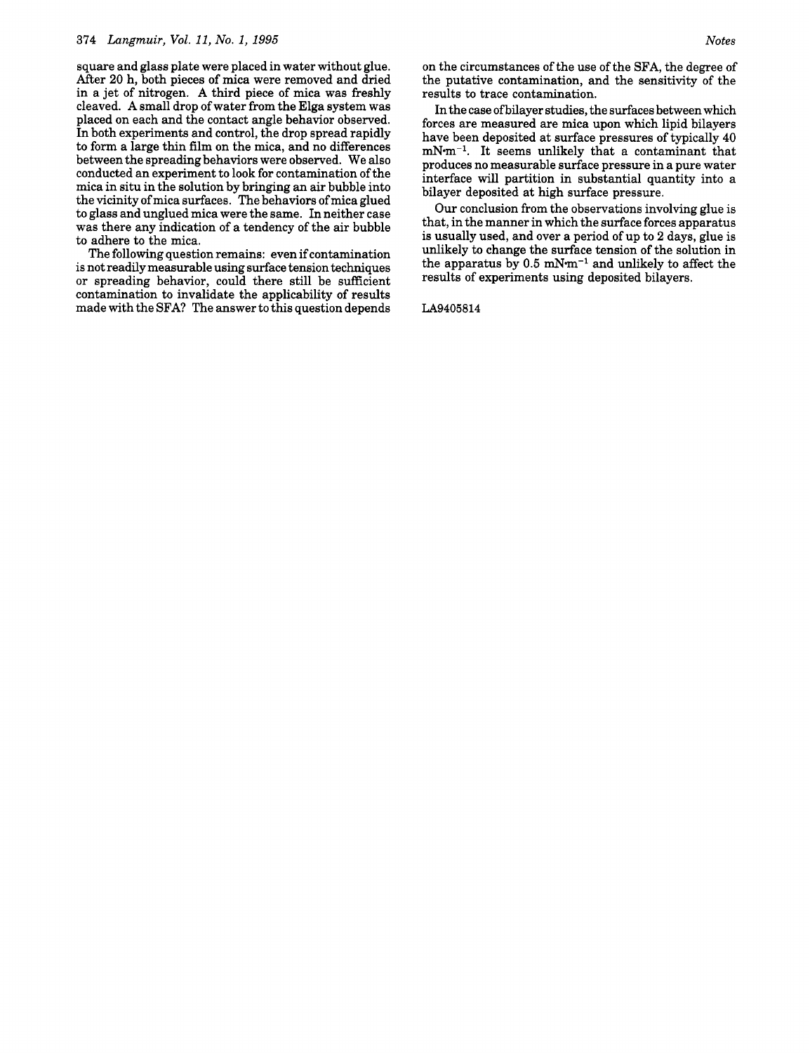square and glass plate were placed in water without glue. After 20 h, both pieces of mica were removed and dried in a jet of nitrogen. A third piece of mica was freshly cleaved. A small drop of water from the Elga system was placed on each and the contact angle behavior observed. In both experiments and control, the drop spread rapidly to form a large thin film on the mica, and no differences between the spreading behaviors were observed. We also conducted an experiment to look for contamination of the mica in situ in the solution by bringing an air bubble into the vicinity of mica surfaces. The behaviors of mica glued to glass and unglued mica were the same. In neither case was there any indication of a tendency of the air bubble to adhere to the mica.

The following question remains: even if contamination is not readily measurable using surface tension techniques or spreading behavior, could there still be sufficient contamination to invalidate the applicability of results made with the SFA? The answer to this question depends on the circumstances of the use of the SFA, the degree of the putative contamination, and the sensitivity of the results to trace contamination.

In the case of bilayer studies, the surfaces between which forces are measured are mica upon which lipid bilayers have been deposited at surface pressures of typically 40 $mN \cdot m^{-1}$. It seems unlikely that a contaminant that produces no measurable surface pressure in a pure water interface will partition in substantial quantity into a bilayer deposited at high surface pressure.

Our conclusion from the observations involving glue is that, in the manner in which the surface forces apparatus is usually used, and over a period of up to 2 days, glue is unlikely to change the surface tension of the solution in the apparatus by 0.5 $mN \cdot m^{-1}$ and unlikely to affect the results of experiments using deposited bilayers.

LA9405814